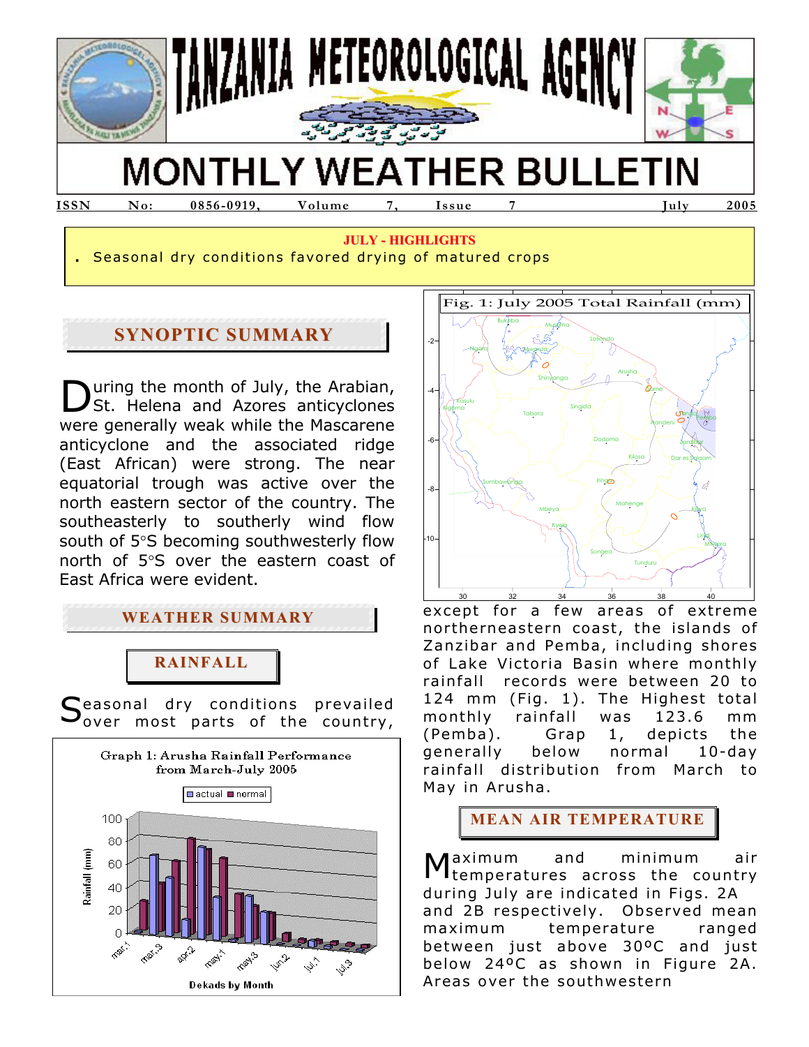# TANZANIA METEOROLOGICAL AGENCY

# MONTHLY WEATHER BULLETIN

**ISSN No: 0856-0919, Volume 7, Issue 7 July 2005**

**JULY - HIGHLIGHTS**

. Seasonal dry conditions favored drying of matured crops

## SYNOPTIC SUMMARY

During the month of July, the Arabian, St. Helena and Azores anticyclones were generally weak while the Mascarene anticyclone and the associated ridge (East African) were strong. The near equatorial trough was active over the north eastern sector of the country. The southeasterly to southerly wind flow south of 5°S becoming southwesterly flow north of 5°S over the eastern coast of East Africa were evident.

## WEATHER SUMMARY

### RAINFALL

Seasonal dry conditions prevailed over most parts of the country, except for a few areas of extreme northeastern coast, the islands of Zanzibar and Pemba, including shores of Lake Victoria Basin where monthly rainfall records were between 20 to 124 mm (Fig. 1). The Highest total monthly rainfall was 123.6 mm (Pemba). Grap 1, depicts the generally below normal 10-day rainfall distribution from March to May in Arusha.

Graph 1: Arusha Rainfall Performance from March-July 2005

Fig. 1: July 2005 Total Rainfall (mm)

### MEAN AIR TEMPERATURE

Maximum and minimum air temperatures across the country during July are indicated in Figs. 2A and 2B respectively. Observed mean maximum temperature ranged between just above 30ºC and just below 24ºC as shown in Figure 2A. Areas over the southwestern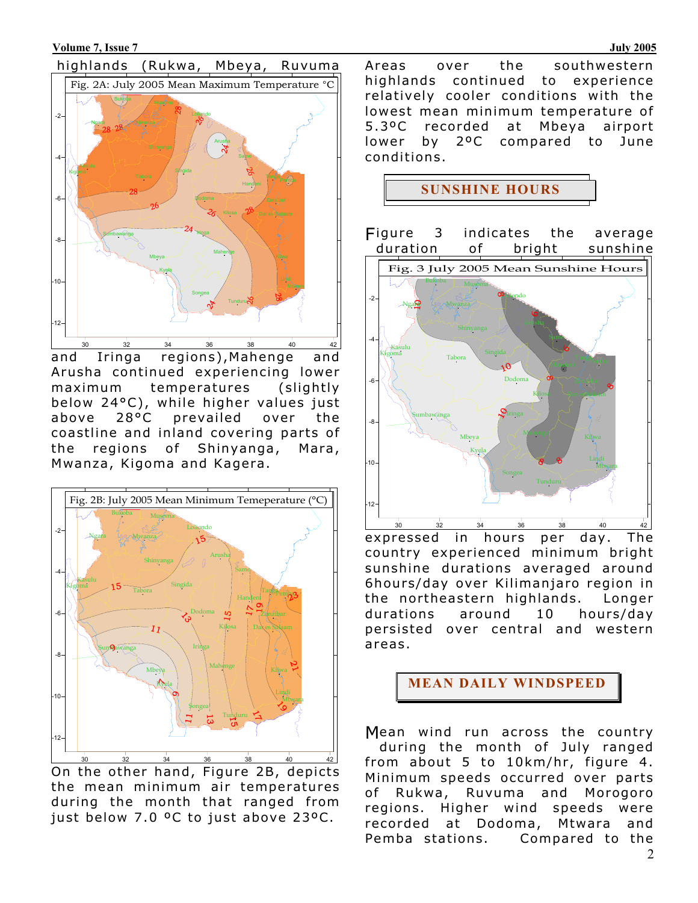highlands (Rukwa, Mbeya, Ruvuma and Iringa regions),Mahenge and Arusha continued experiencing lower maximum temperatures (slightly below 24°C), while higher values just above 28°C prevailed over the coastline and inland covering parts of the regions of Shinyanga, Mara, Mwanza, Kigoma and Kagera.

Fig. 2A: July 2005 Mean Maximum Temperature °C

Fig. 2B: July 2005 Mean Minimum Temeperature (°C)

On the other hand, Figure 2B, depicts the mean minimum air temperatures during the month that ranged from just below 7.0 ºC to just above 23ºC.

Areas over the southwestern highlands continued to experience relatively cooler conditions with the lowest mean minimum temperature of 5.3ºC recorded at Mbeya airport lower by 2ºC compared to June conditions.

## SUNSHINE HOURS

Figure 3 indicates the average duration of bright sunshine expressed in hours per day. The country experienced minimum bright sunshine durations averaged around 6hours/day over Kilimanjaro region in the northeastern highlands. Longer durations around 10 hours/day persisted over central and western areas.

Fig. 3 July 2005 Mean Sunshine Hours

## MEAN DAILY WINDSPEED

Mean wind run across the country during the month of July ranged from about 5 to 10km/hr, figure 4. Minimum speeds occurred over parts of Rukwa, Ruvuma and Morogoro regions. Higher wind speeds were recorded at Dodoma, Mtwara and Pemba stations. Compared to the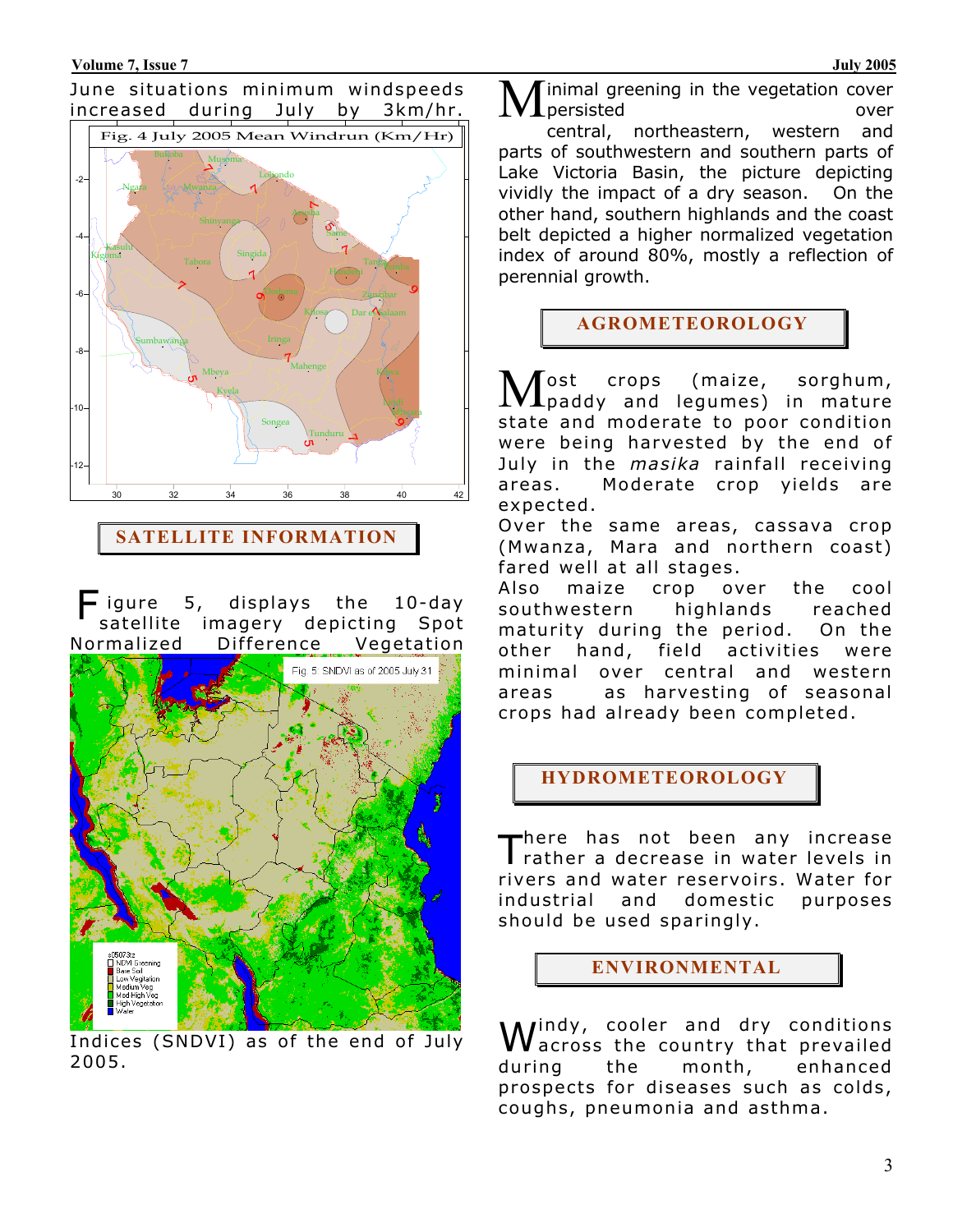June situations minimum windspeeds increased during July by 3km/hr.

Fig. 4 July 2005 Mean Windrun (Km/Hr)

## SATELLITE INFORMATION

Figure 5, displays the 10-day satellite imagery depicting Spot Normalized Difference Vegetation Indices (SNDVI) as of the end of July 2005.

Fig. 5: SNDVI as of 2005 July 31

Minimal greening in the vegetation cover persisted over central, northeastern, western and parts of southwestern and southern parts of Lake Victoria Basin, the picture depicting vividly the impact of a dry season. On the other hand, southern highlands and the coast belt depicted a higher normalized vegetation index of around 80%, mostly a reflection of perennial growth.

## AGROMETEOROLOGY

Most crops (maize, sorghum, paddy and legumes) in mature state and moderate to poor condition were being harvested by the end of July in the *masika* rainfall receiving areas. Moderate crop yields are expected.

Over the same areas, cassava crop (Mwanza, Mara and northern coast) fared well at all stages.

Also maize crop over the cool southwestern highlands reached maturity during the period. On the other hand, field activities were minimal over central and western areas as harvesting of seasonal crops had already been completed.

## HYDROMETEOROLOGY

There has not been any increase rather a decrease in water levels in rivers and water reservoirs. Water for industrial and domestic purposes should be used sparingly.

## ENVIRONMENTAL

Windy, cooler and dry conditions across the country that prevailed during the month, enhanced prospects for diseases such as colds, coughs, pneumonia and asthma.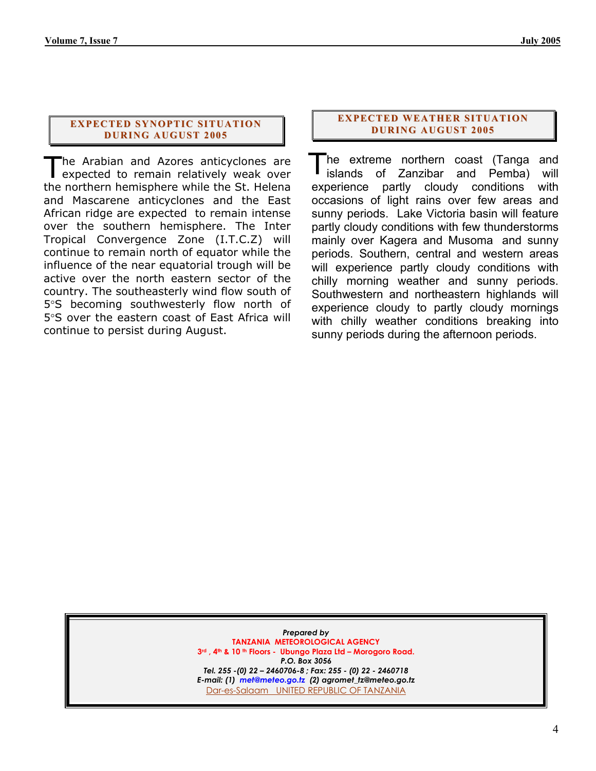## EXPECTED SYNOPTIC SITUATION DURING AUGUST 2005

The Arabian and Azores anticyclones are expected to remain relatively weak over the northern hemisphere while the St. Helena and Mascarene anticyclones and the East African ridge are expected to remain intense over the southern hemisphere. The Inter Tropical Convergence Zone (I.T.C.Z) will continue to remain north of equator while the influence of the near equatorial trough will be active over the north eastern sector of the country. The southeasterly wind flow south of 5°S becoming southwesterly flow north of 5°S over the eastern coast of East Africa will continue to persist during August.

## EXPECTED WEATHER SITUATION DURING AUGUST 2005

The extreme northern coast (Tanga and islands of Zanzibar and Pemba) will experience partly cloudy conditions with occasions of light rains over few areas and sunny periods. Lake Victoria basin will feature partly cloudy conditions with few thunderstorms mainly over Kagera and Musoma and sunny periods. Southern, central and western areas will experience partly cloudy conditions with chilly morning weather and sunny periods. Southwestern and northeastern highlands will experience cloudy to partly cloudy mornings with chilly weather conditions breaking into sunny periods during the afternoon periods.

*Prepared by*
**TANZANIA METEOROLOGICAL AGENCY**
**3rd, 4th & 10th Floors - Ubungo Plaza Ltd – Morogoro Road.**
***P.O. Box 3056***
***Tel. 255 -(0) 22 – 2460706-8 ; Fax: 255 - (0) 22 - 2460718***
***E-mail: (1) met@meteo.go.tz (2) agromet_tz@meteo.go.tz***
Dar-es-Salaam UNITED REPUBLIC OF TANZANIA